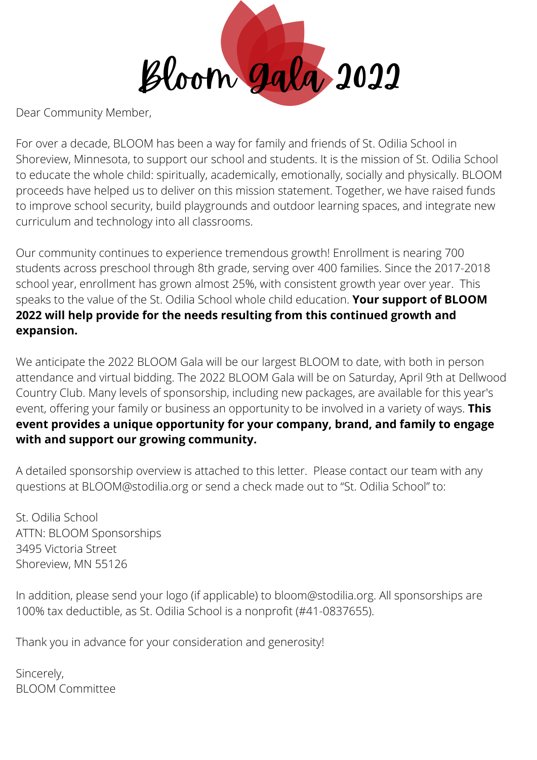# Bloom Gala 2022

Dear Community Member,

For over a decade, BLOOM has been a way for family and friends of St. Odilia School in Shoreview, Minnesota, to support our school and students. It is the mission of St. Odilia School to educate the whole child: spiritually, academically, emotionally, socially and physically. BLOOM proceeds have helped us to deliver on this mission statement. Together, we have raised funds to improve school security, build playgrounds and outdoor learning spaces, and integrate new curriculum and technology into all classrooms.

Our community continues to experience tremendous growth! Enrollment is nearing 700 students across preschool through 8th grade, serving over 400 families. Since the 2017-2018 school year, enrollment has grown almost 25%, with consistent growth year over year. This speaks to the value of the St. Odilia School whole child education. **Your support of BLOOM 2022 will help provide for the needs resulting from this continued growth and expansion.**

We anticipate the 2022 BLOOM Gala will be our largest BLOOM to date, with both in person attendance and virtual bidding. The 2022 BLOOM Gala will be on Saturday, April 9th at Dellwood Country Club. Many levels of sponsorship, including new packages, are available for this year's event, offering your family or business an opportunity to be involved in a variety of ways. **This event provides a unique opportunity for your company, brand, and family to engage with and support our growing community.**

A detailed sponsorship overview is attached to this letter. Please contact our team with any questions at BLOOM@stodilia.org or send a check made out to "St. Odilia School" to:

St. Odilia School
ATTN: BLOOM Sponsorships
3495 Victoria Street
Shoreview, MN 55126

In addition, please send your logo (if applicable) to bloom@stodilia.org. All sponsorships are 100% tax deductible, as St. Odilia School is a nonprofit (#41-0837655).

Thank you in advance for your consideration and generosity!

Sincerely,
BLOOM Committee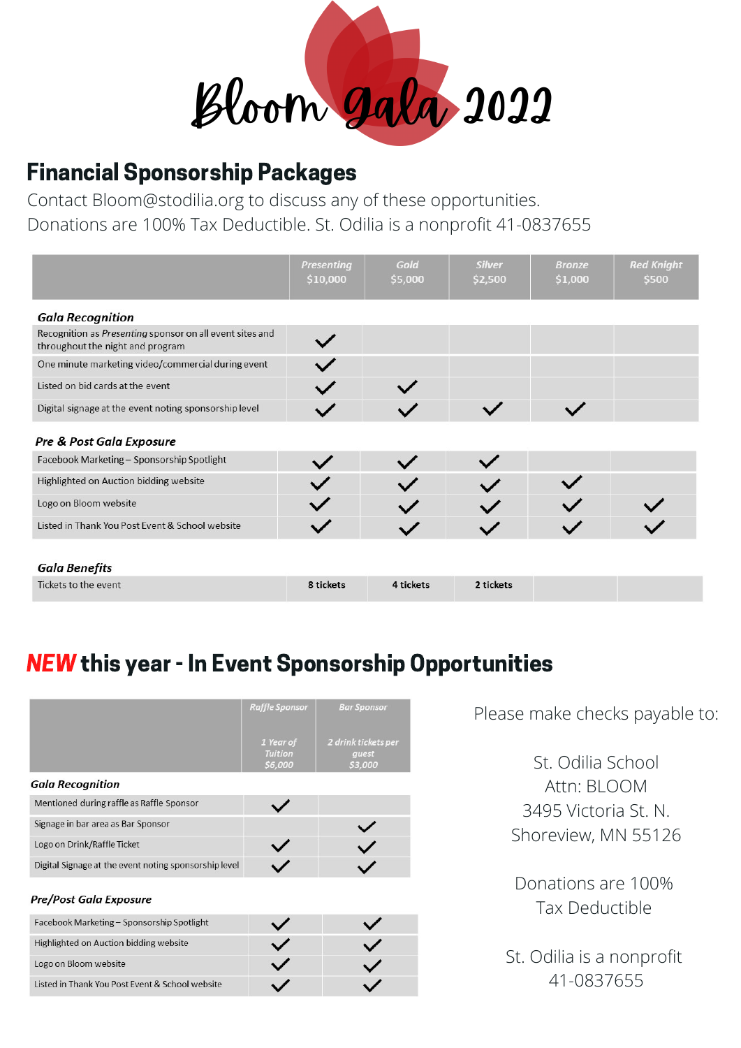# Bloom Gala 2022

## Financial Sponsorship Packages

Contact Bloom@stodilia.org to discuss any of these opportunities.
Donations are 100% Tax Deductible. St. Odilia is a nonprofit 41-0837655

| | *Presenting* $10,000 | *Gold* $5,000 | *Silver* $2,500 | *Bronze* $1,000 | *Red Knight* $500 |
|---|---|---|---|---|---|
| ***Gala Recognition*** | | | | | |
| Recognition as *Presenting* sponsor on all event sites and throughout the night and program | ✓ | | | | |
| One minute marketing video/commercial during event | ✓ | | | | |
| Listed on bid cards at the event | ✓ | ✓ | | | |
| Digital signage at the event noting sponsorship level | ✓ | ✓ | ✓ | ✓ | |
| ***Pre & Post Gala Exposure*** | | | | | |
| Facebook Marketing – Sponsorship Spotlight | ✓ | ✓ | ✓ | | |
| Highlighted on Auction bidding website | ✓ | ✓ | ✓ | ✓ | |
| Logo on Bloom website | ✓ | ✓ | ✓ | ✓ | ✓ |
| Listed in Thank You Post Event & School website | ✓ | ✓ | ✓ | ✓ | ✓ |
| ***Gala Benefits*** | | | | | |
| Tickets to the event | 8 tickets | 4 tickets | 2 tickets | | |

## *NEW* this year - In Event Sponsorship Opportunities

| | *Raffle Sponsor* *1 Year of Tuition* *$6,000* | *Bar Sponsor* *2 drink tickets per guest* *$3,000* |
|---|---|---|
| ***Gala Recognition*** | | |
| Mentioned during raffle as Raffle Sponsor | ✓ | |
| Signage in bar area as Bar Sponsor | | ✓ |
| Logo on Drink/Raffle Ticket | ✓ | ✓ |
| Digital Signage at the event noting sponsorship level | ✓ | ✓ |
| ***Pre/Post Gala Exposure*** | | |
| Facebook Marketing – Sponsorship Spotlight | ✓ | ✓ |
| Highlighted on Auction bidding website | ✓ | ✓ |
| Logo on Bloom website | ✓ | ✓ |
| Listed in Thank You Post Event & School website | ✓ | ✓ |

Please make checks payable to:

St. Odilia School
Attn: BLOOM
3495 Victoria St. N.
Shoreview, MN 55126

Donations are 100% Tax Deductible

St. Odilia is a nonprofit 41-0837655